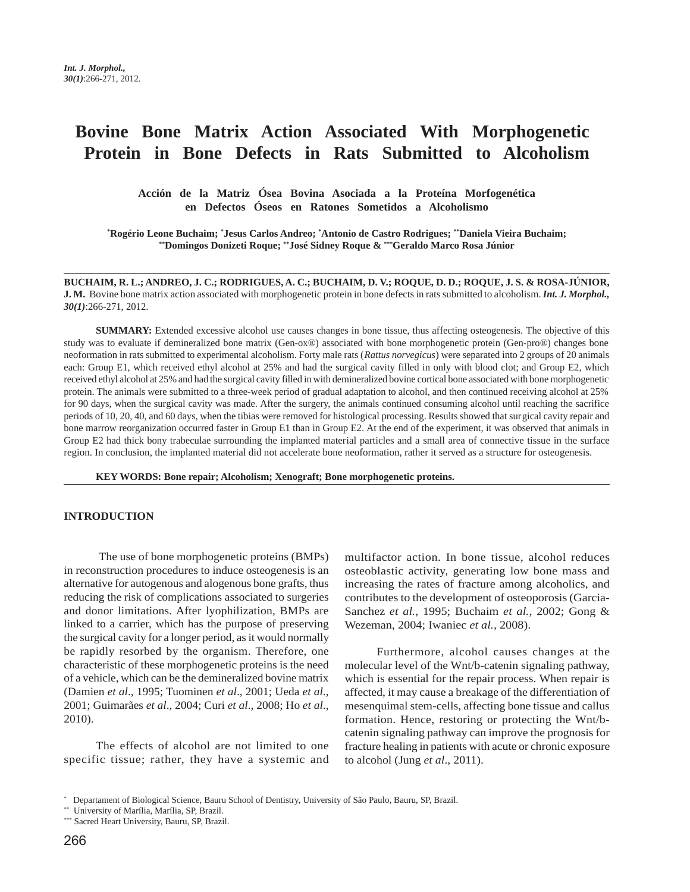# Bovine Bone Matrix Action Associated With Morphogenetic Protein in Bone Defects in Rats Submitted to Alcoholism

**Acción de la Matriz Ósea Bovina Asociada a la Proteína Morfogenética en Defectos Óseos en Ratones Sometidos a Alcoholismo**

**[*]Rogério Leone Buchaim; [*]Jesus Carlos Andreo; [*]Antonio de Castro Rodrigues; [**]Daniela Vieira Buchaim; [**]Domingos Donizeti Roque; [**]José Sidney Roque & [***]Geraldo Marco Rosa Júnior**

**BUCHAIM, R. L.; ANDREO, J. C.; RODRIGUES, A. C.; BUCHAIM, D. V.; ROQUE, D. D.; ROQUE, J. S. & ROSA-JÚNIOR, J. M.** Bovine bone matrix action associated with morphogenetic protein in bone defects in rats submitted to alcoholism. ***Int. J. Morphol., 30(1)***:266-271, 2012.

**SUMMARY:** Extended excessive alcohol use causes changes in bone tissue, thus affecting osteogenesis. The objective of this study was to evaluate if demineralized bone matrix (Gen-ox®) associated with bone morphogenetic protein (Gen-pro®) changes bone neoformation in rats submitted to experimental alcoholism. Forty male rats (*Rattus norvegicus*) were separated into 2 groups of 20 animals each: Group E1, which received ethyl alcohol at 25% and had the surgical cavity filled in only with blood clot; and Group E2, which received ethyl alcohol at 25% and had the surgical cavity filled in with demineralized bovine cortical bone associated with bone morphogenetic protein. The animals were submitted to a three-week period of gradual adaptation to alcohol, and then continued receiving alcohol at 25% for 90 days, when the surgical cavity was made. After the surgery, the animals continued consuming alcohol until reaching the sacrifice periods of 10, 20, 40, and 60 days, when the tibias were removed for histological processing. Results showed that surgical cavity repair and bone marrow reorganization occurred faster in Group E1 than in Group E2. At the end of the experiment, it was observed that animals in Group E2 had thick bony trabeculae surrounding the implanted material particles and a small area of connective tissue in the surface region. In conclusion, the implanted material did not accelerate bone neoformation, rather it served as a structure for osteogenesis.

**KEY WORDS: Bone repair; Alcoholism; Xenograft; Bone morphogenetic proteins.**

## INTRODUCTION

The use of bone morphogenetic proteins (BMPs) in reconstruction procedures to induce osteogenesis is an alternative for autogenous and alogenous bone grafts, thus reducing the risk of complications associated to surgeries and donor limitations. After lyophilization, BMPs are linked to a carrier, which has the purpose of preserving the surgical cavity for a longer period, as it would normally be rapidly resorbed by the organism. Therefore, one characteristic of these morphogenetic proteins is the need of a vehicle, which can be the demineralized bovine matrix (Damien *et al*., 1995; Tuominen *et al*., 2001; Ueda *et al*., 2001; Guimarães *et al*., 2004; Curi *et al*., 2008; Ho *et al*., 2010).

The effects of alcohol are not limited to one specific tissue; rather, they have a systemic and multifactor action. In bone tissue, alcohol reduces osteoblastic activity, generating low bone mass and increasing the rates of fracture among alcoholics, and contributes to the development of osteoporosis (Garcia-Sanchez *et al.*, 1995; Buchaim *et al.*, 2002; Gong & Wezeman, 2004; Iwaniec *et al.*, 2008).

Furthermore, alcohol causes changes at the molecular level of the Wnt/b-catenin signaling pathway, which is essential for the repair process. When repair is affected, it may cause a breakage of the differentiation of mesenquimal stem-cells, affecting bone tissue and callus formation. Hence, restoring or protecting the Wnt/b-catenin signaling pathway can improve the prognosis for fracture healing in patients with acute or chronic exposure to alcohol (Jung *et al*., 2011).

[*] Departament of Biological Science, Bauru School of Dentistry, University of São Paulo, Bauru, SP, Brazil.
[**] University of Marília, Marília, SP, Brazil.
[***] Sacred Heart University, Bauru, SP, Brazil.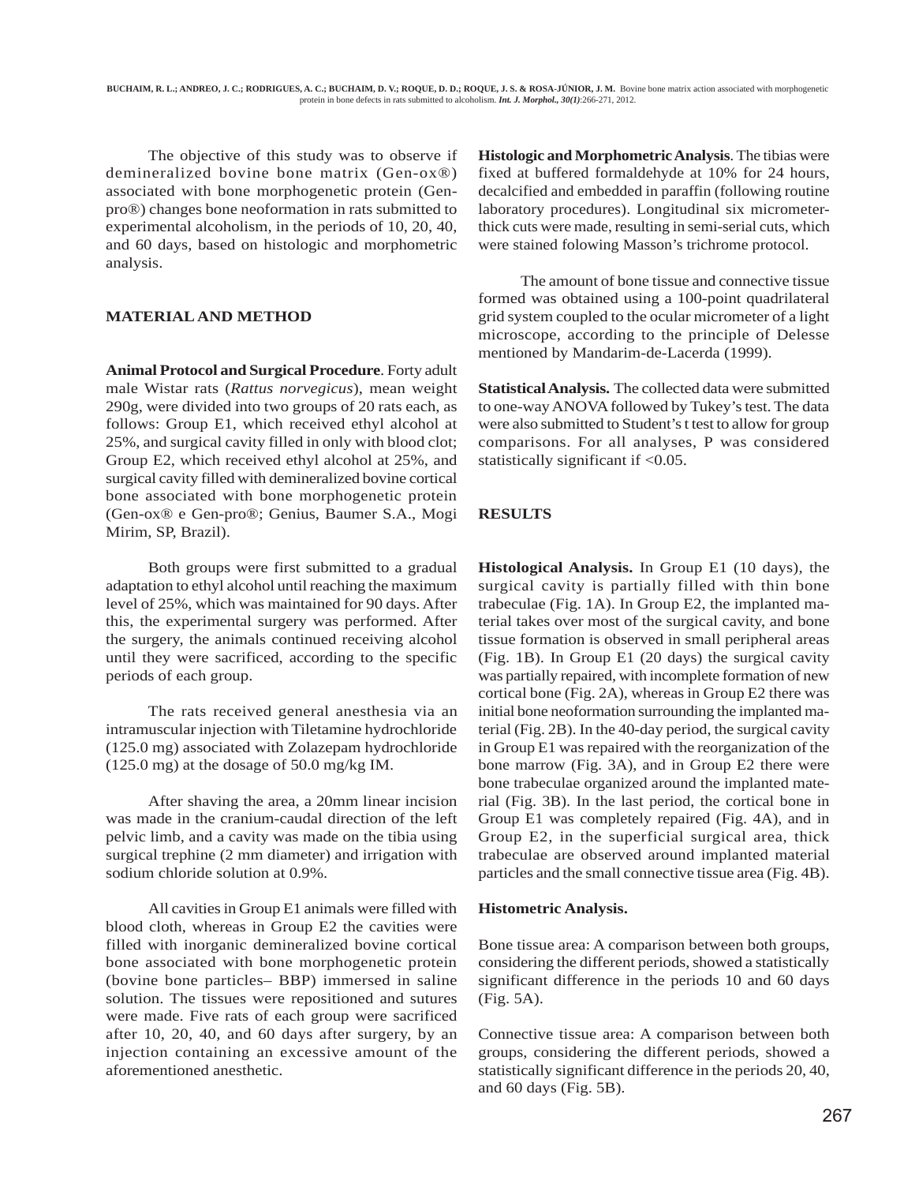The objective of this study was to observe if demineralized bovine bone matrix (Gen-ox®) associated with bone morphogenetic protein (Gen-pro®) changes bone neoformation in rats submitted to experimental alcoholism, in the periods of 10, 20, 40, and 60 days, based on histologic and morphometric analysis.

## MATERIAL AND METHOD

**Animal Protocol and Surgical Procedure**. Forty adult male Wistar rats (*Rattus norvegicus*), mean weight 290g, were divided into two groups of 20 rats each, as follows: Group E1, which received ethyl alcohol at 25%, and surgical cavity filled in only with blood clot; Group E2, which received ethyl alcohol at 25%, and surgical cavity filled with demineralized bovine cortical bone associated with bone morphogenetic protein (Gen-ox® e Gen-pro®; Genius, Baumer S.A., Mogi Mirim, SP, Brazil).

Both groups were first submitted to a gradual adaptation to ethyl alcohol until reaching the maximum level of 25%, which was maintained for 90 days. After this, the experimental surgery was performed. After the surgery, the animals continued receiving alcohol until they were sacrificed, according to the specific periods of each group.

The rats received general anesthesia via an intramuscular injection with Tiletamine hydrochloride (125.0 mg) associated with Zolazepam hydrochloride (125.0 mg) at the dosage of 50.0 mg/kg IM.

After shaving the area, a 20mm linear incision was made in the cranium-caudal direction of the left pelvic limb, and a cavity was made on the tibia using surgical trephine (2 mm diameter) and irrigation with sodium chloride solution at 0.9%.

All cavities in Group E1 animals were filled with blood cloth, whereas in Group E2 the cavities were filled with inorganic demineralized bovine cortical bone associated with bone morphogenetic protein (bovine bone particles– BBP) immersed in saline solution. The tissues were repositioned and sutures were made. Five rats of each group were sacrificed after 10, 20, 40, and 60 days after surgery, by an injection containing an excessive amount of the aforementioned anesthetic.

**Histologic and Morphometric Analysis**. The tibias were fixed at buffered formaldehyde at 10% for 24 hours, decalcified and embedded in paraffin (following routine laboratory procedures). Longitudinal six micrometer-thick cuts were made, resulting in semi-serial cuts, which were stained folowing Masson's trichrome protocol.

The amount of bone tissue and connective tissue formed was obtained using a 100-point quadrilateral grid system coupled to the ocular micrometer of a light microscope, according to the principle of Delesse mentioned by Mandarim-de-Lacerda (1999).

**Statistical Analysis.** The collected data were submitted to one-way ANOVA followed by Tukey's test. The data were also submitted to Student's t test to allow for group comparisons. For all analyses, P was considered statistically significant if $<0.05$.

## RESULTS

**Histological Analysis.** In Group E1 (10 days), the surgical cavity is partially filled with thin bone trabeculae (Fig. 1A). In Group E2, the implanted material takes over most of the surgical cavity, and bone tissue formation is observed in small peripheral areas (Fig. 1B). In Group E1 (20 days) the surgical cavity was partially repaired, with incomplete formation of new cortical bone (Fig. 2A), whereas in Group E2 there was initial bone neoformation surrounding the implanted material (Fig. 2B). In the 40-day period, the surgical cavity in Group E1 was repaired with the reorganization of the bone marrow (Fig. 3A), and in Group E2 there were bone trabeculae organized around the implanted material (Fig. 3B). In the last period, the cortical bone in Group E1 was completely repaired (Fig. 4A), and in Group E2, in the superficial surgical area, thick trabeculae are observed around implanted material particles and the small connective tissue area (Fig. 4B).

**Histometric Analysis.**

Bone tissue area: A comparison between both groups, considering the different periods, showed a statistically significant difference in the periods 10 and 60 days (Fig. 5A).

Connective tissue area: A comparison between both groups, considering the different periods, showed a statistically significant difference in the periods 20, 40, and 60 days (Fig. 5B).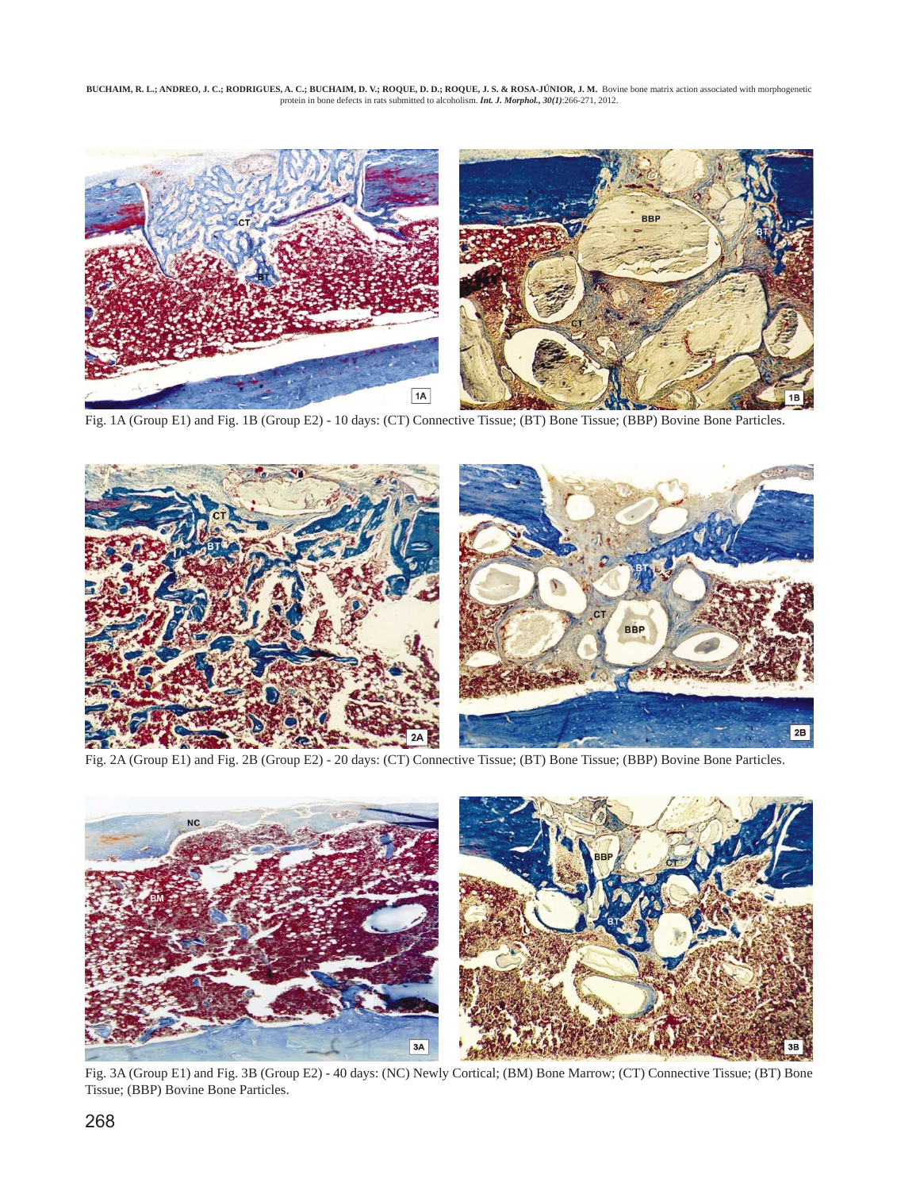Fig. 1A (Group E1) and Fig. 1B (Group E2) - 10 days: (CT) Connective Tissue; (BT) Bone Tissue; (BBP) Bovine Bone Particles.

Fig. 2A (Group E1) and Fig. 2B (Group E2) - 20 days: (CT) Connective Tissue; (BT) Bone Tissue; (BBP) Bovine Bone Particles.

Fig. 3A (Group E1) and Fig. 3B (Group E2) - 40 days: (NC) Newly Cortical; (BM) Bone Marrow; (CT) Connective Tissue; (BT) Bone Tissue; (BBP) Bovine Bone Particles.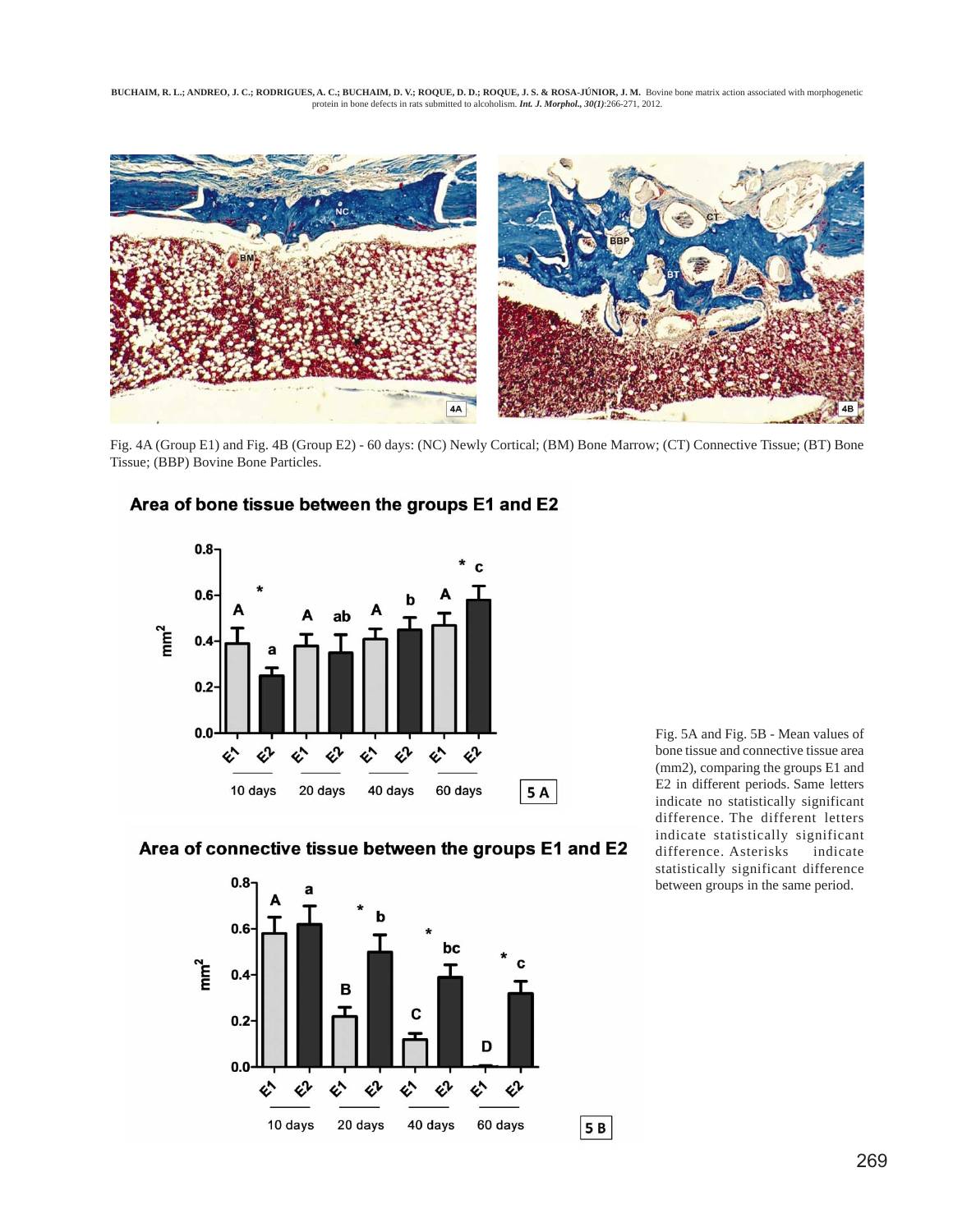Fig. 4A (Group E1) and Fig. 4B (Group E2) - 60 days: (NC) Newly Cortical; (BM) Bone Marrow; (CT) Connective Tissue; (BT) Bone Tissue; (BBP) Bovine Bone Particles.

Fig. 5A and Fig. 5B - Mean values of bone tissue and connective tissue area (mm2), comparing the groups E1 and E2 in different periods. Same letters indicate no statistically significant difference. The different letters indicate statistically significant difference. Asterisks indicate statistically significant difference between groups in the same period.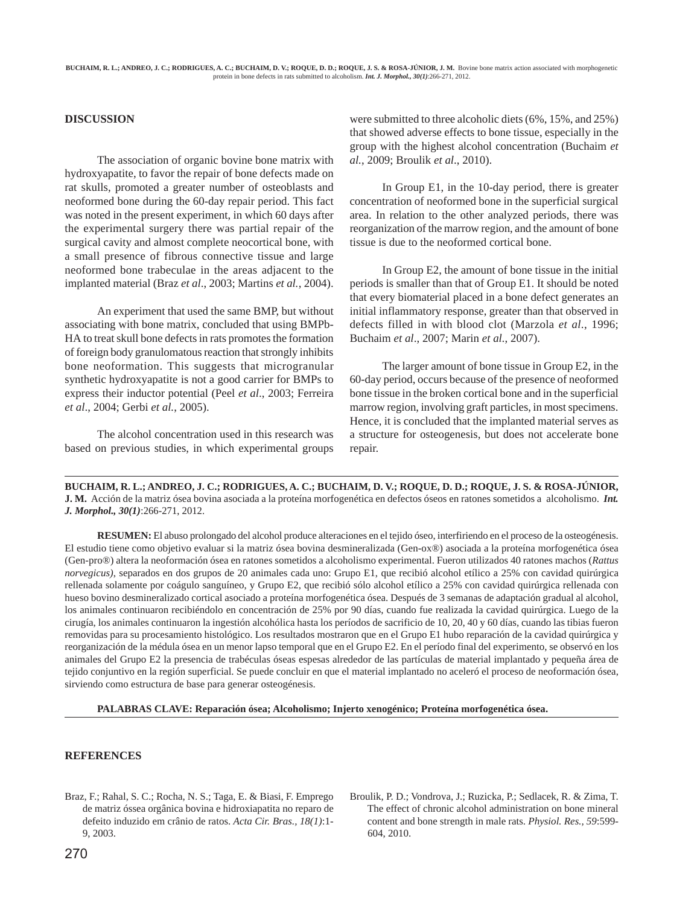## DISCUSSION

The association of organic bovine bone matrix with hydroxyapatite, to favor the repair of bone defects made on rat skulls, promoted a greater number of osteoblasts and neoformed bone during the 60-day repair period. This fact was noted in the present experiment, in which 60 days after the experimental surgery there was partial repair of the surgical cavity and almost complete neocortical bone, with a small presence of fibrous connective tissue and large neoformed bone trabeculae in the areas adjacent to the implanted material (Braz *et al*., 2003; Martins *et al.*, 2004).

An experiment that used the same BMP, but without associating with bone matrix, concluded that using BMPb-HA to treat skull bone defects in rats promotes the formation of foreign body granulomatous reaction that strongly inhibits bone neoformation. This suggests that microgranular synthetic hydroxyapatite is not a good carrier for BMPs to express their inductor potential (Peel *et al*., 2003; Ferreira *et al*., 2004; Gerbi *et al.*, 2005).

The alcohol concentration used in this research was based on previous studies, in which experimental groups were submitted to three alcoholic diets (6%, 15%, and 25%) that showed adverse effects to bone tissue, especially in the group with the highest alcohol concentration (Buchaim *et al.*, 2009; Broulik *et al*., 2010).

In Group E1, in the 10-day period, there is greater concentration of neoformed bone in the superficial surgical area. In relation to the other analyzed periods, there was reorganization of the marrow region, and the amount of bone tissue is due to the neoformed cortical bone.

In Group E2, the amount of bone tissue in the initial periods is smaller than that of Group E1. It should be noted that every biomaterial placed in a bone defect generates an initial inflammatory response, greater than that observed in defects filled in with blood clot (Marzola *et al*., 1996; Buchaim *et al*., 2007; Marin *et al.*, 2007).

The larger amount of bone tissue in Group E2, in the 60-day period, occurs because of the presence of neoformed bone tissue in the broken cortical bone and in the superficial marrow region, involving graft particles, in most specimens. Hence, it is concluded that the implanted material serves as a structure for osteogenesis, but does not accelerate bone repair.

---

**BUCHAIM, R. L.; ANDREO, J. C.; RODRIGUES, A. C.; BUCHAIM, D. V.; ROQUE, D. D.; ROQUE, J. S. & ROSA-JÚNIOR, J. M.** Acción de la matriz ósea bovina asociada a la proteína morfogenética en defectos óseos en ratones sometidos a alcoholismo. ***Int. J. Morphol., 30(1)***:266-271, 2012.

**RESUMEN:** El abuso prolongado del alcohol produce alteraciones en el tejido óseo, interfiriendo en el proceso de la osteogénesis. El estudio tiene como objetivo evaluar si la matriz ósea bovina desmineralizada (Gen-ox®) asociada a la proteína morfogenética ósea (Gen-pro®) altera la neoformación ósea en ratones sometidos a alcoholismo experimental. Fueron utilizados 40 ratones machos (*Rattus norvegicus)*, separados en dos grupos de 20 animales cada uno: Grupo E1, que recibió alcohol etílico a 25% con cavidad quirúrgica rellenada solamente por coágulo sanguíneo, y Grupo E2, que recibió sólo alcohol etílico a 25% con cavidad quirúrgica rellenada con hueso bovino desmineralizado cortical asociado a proteína morfogenética ósea. Después de 3 semanas de adaptación gradual al alcohol, los animales continuaron recibiéndolo en concentración de 25% por 90 días, cuando fue realizada la cavidad quirúrgica. Luego de la cirugía, los animales continuaron la ingestión alcohólica hasta los períodos de sacrificio de 10, 20, 40 y 60 días, cuando las tibias fueron removidas para su procesamiento histológico. Los resultados mostraron que en el Grupo E1 hubo reparación de la cavidad quirúrgica y reorganización de la médula ósea en un menor lapso temporal que en el Grupo E2. En el período final del experimento, se observó en los animales del Grupo E2 la presencia de trabéculas óseas espesas alrededor de las partículas de material implantado y pequeña área de tejido conjuntivo en la región superficial. Se puede concluir en que el material implantado no aceleró el proceso de neoformación ósea, sirviendo como estructura de base para generar osteogénesis.

**PALABRAS CLAVE: Reparación ósea; Alcoholismo; Injerto xenogénico; Proteína morfogenética ósea.**

---

## REFERENCES

Braz, F.; Rahal, S. C.; Rocha, N. S.; Taga, E. & Biasi, F. Emprego de matriz óssea orgânica bovina e hidroxiapatita no reparo de defeito induzido em crânio de ratos. *Acta Cir. Bras., 18(1)*:1-9, 2003.

Broulik, P. D.; Vondrova, J.; Ruzicka, P.; Sedlacek, R. & Zima, T. The effect of chronic alcohol administration on bone mineral content and bone strength in male rats. *Physiol. Res., 59*:599-604, 2010.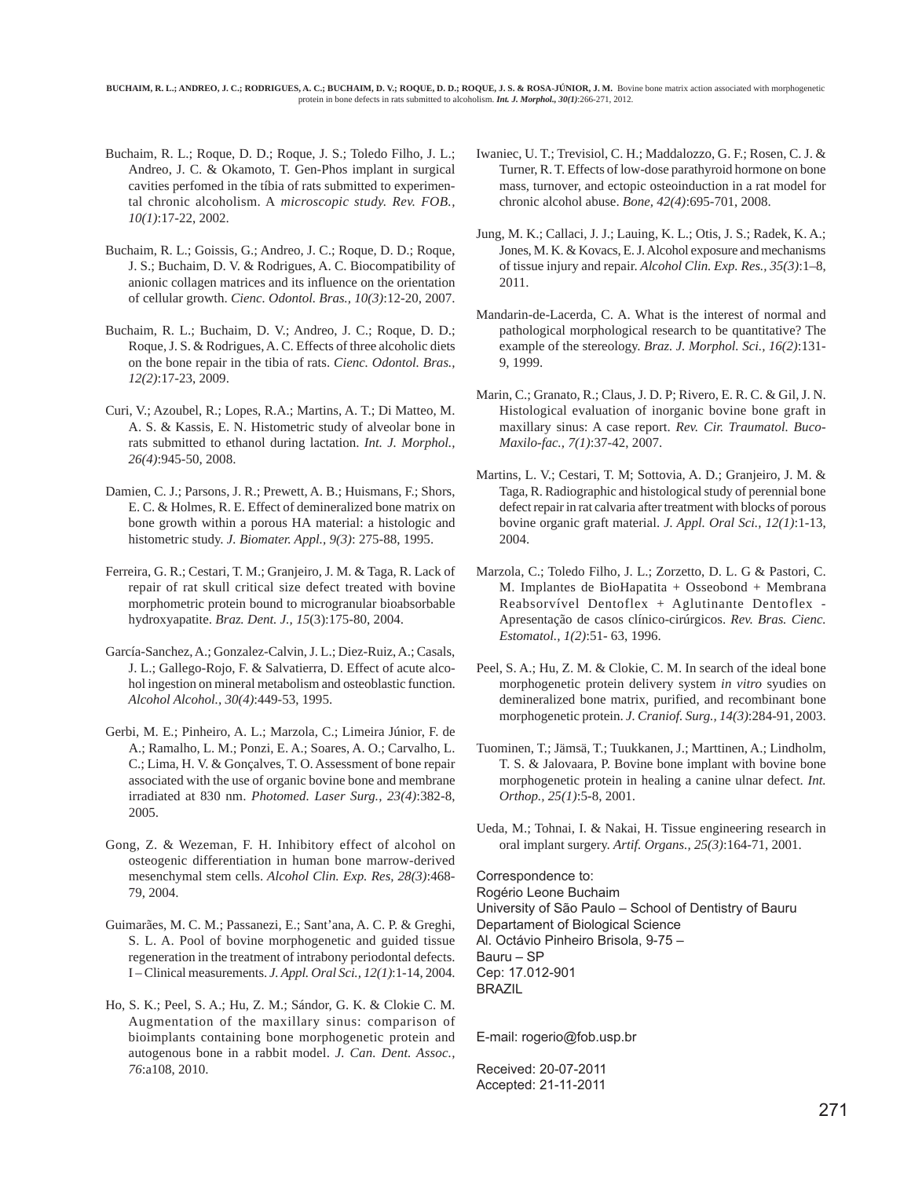Buchaim, R. L.; Roque, D. D.; Roque, J. S.; Toledo Filho, J. L.; Andreo, J. C. & Okamoto, T. Gen-Phos implant in surgical cavities perfomed in the tíbia of rats submitted to experimental chronic alcoholism. A *microscopic study. Rev. FOB., 10(1)*:17-22, 2002.

Buchaim, R. L.; Goissis, G.; Andreo, J. C.; Roque, D. D.; Roque, J. S.; Buchaim, D. V. & Rodrigues, A. C. Biocompatibility of anionic collagen matrices and its influence on the orientation of cellular growth. *Cienc. Odontol. Bras., 10(3)*:12-20, 2007.

Buchaim, R. L.; Buchaim, D. V.; Andreo, J. C.; Roque, D. D.; Roque, J. S. & Rodrigues, A. C. Effects of three alcoholic diets on the bone repair in the tibia of rats. *Cienc. Odontol. Bras., 12(2)*:17-23, 2009.

Curi, V.; Azoubel, R.; Lopes, R.A.; Martins, A. T.; Di Matteo, M. A. S. & Kassis, E. N. Histometric study of alveolar bone in rats submitted to ethanol during lactation. *Int. J. Morphol., 26(4)*:945-50, 2008.

Damien, C. J.; Parsons, J. R.; Prewett, A. B.; Huismans, F.; Shors, E. C. & Holmes, R. E. Effect of demineralized bone matrix on bone growth within a porous HA material: a histologic and histometric study. *J. Biomater. Appl., 9(3)*: 275-88, 1995.

Ferreira, G. R.; Cestari, T. M.; Granjeiro, J. M. & Taga, R. Lack of repair of rat skull critical size defect treated with bovine morphometric protein bound to microgranular bioabsorbable hydroxyapatite. *Braz. Dent. J., 15*(3):175-80, 2004.

García-Sanchez, A.; Gonzalez-Calvin, J. L.; Diez-Ruiz, A.; Casals, J. L.; Gallego-Rojo, F. & Salvatierra, D. Effect of acute alcohol ingestion on mineral metabolism and osteoblastic function. *Alcohol Alcohol., 30(4)*:449-53, 1995.

Gerbi, M. E.; Pinheiro, A. L.; Marzola, C.; Limeira Júnior, F. de A.; Ramalho, L. M.; Ponzi, E. A.; Soares, A. O.; Carvalho, L. C.; Lima, H. V. & Gonçalves, T. O. Assessment of bone repair associated with the use of organic bovine bone and membrane irradiated at 830 nm. *Photomed. Laser Surg., 23(4)*:382-8, 2005.

Gong, Z. & Wezeman, F. H. Inhibitory effect of alcohol on osteogenic differentiation in human bone marrow-derived mesenchymal stem cells. *Alcohol Clin. Exp. Res, 28(3)*:468-79, 2004.

Guimarães, M. C. M.; Passanezi, E.; Sant'ana, A. C. P. & Greghi, S. L. A. Pool of bovine morphogenetic and guided tissue regeneration in the treatment of intrabony periodontal defects. I – Clinical measurements. *J. Appl. Oral Sci., 12(1)*:1-14, 2004.

Ho, S. K.; Peel, S. A.; Hu, Z. M.; Sándor, G. K. & Clokie C. M. Augmentation of the maxillary sinus: comparison of bioimplants containing bone morphogenetic protein and autogenous bone in a rabbit model. *J. Can. Dent. Assoc., 76*:a108, 2010.

Iwaniec, U. T.; Trevisiol, C. H.; Maddalozzo, G. F.; Rosen, C. J. & Turner, R. T. Effects of low-dose parathyroid hormone on bone mass, turnover, and ectopic osteoinduction in a rat model for chronic alcohol abuse. *Bone, 42(4)*:695-701, 2008.

Jung, M. K.; Callaci, J. J.; Lauing, K. L.; Otis, J. S.; Radek, K. A.; Jones, M. K. & Kovacs, E. J. Alcohol exposure and mechanisms of tissue injury and repair. *Alcohol Clin. Exp. Res., 35(3)*:1–8, 2011.

Mandarin-de-Lacerda, C. A. What is the interest of normal and pathological morphological research to be quantitative? The example of the stereology. *Braz. J. Morphol. Sci., 16(2)*:131-9, 1999.

Marin, C.; Granato, R.; Claus, J. D. P; Rivero, E. R. C. & Gil, J. N. Histological evaluation of inorganic bovine bone graft in maxillary sinus: A case report. *Rev. Cir. Traumatol. Buco-Maxilo-fac., 7(1)*:37-42, 2007.

Martins, L. V.; Cestari, T. M; Sottovia, A. D.; Granjeiro, J. M. & Taga, R. Radiographic and histological study of perennial bone defect repair in rat calvaria after treatment with blocks of porous bovine organic graft material. *J. Appl. Oral Sci., 12(1)*:1-13, 2004.

Marzola, C.; Toledo Filho, J. L.; Zorzetto, D. L. G & Pastori, C. M. Implantes de BioHapatita + Osseobond + Membrana Reabsorvível Dentoflex + Aglutinante Dentoflex - Apresentação de casos clínico-cirúrgicos. *Rev. Bras. Cienc. Estomatol., 1(2)*:51- 63, 1996.

Peel, S. A.; Hu, Z. M. & Clokie, C. M. In search of the ideal bone morphogenetic protein delivery system *in vitro* syudies on demineralized bone matrix, purified, and recombinant bone morphogenetic protein. *J. Craniof. Surg., 14(3)*:284-91, 2003.

Tuominen, T.; Jämsä, T.; Tuukkanen, J.; Marttinen, A.; Lindholm, T. S. & Jalovaara, P. Bovine bone implant with bovine bone morphogenetic protein in healing a canine ulnar defect. *Int. Orthop., 25(1)*:5-8, 2001.

Ueda, M.; Tohnai, I. & Nakai, H. Tissue engineering research in oral implant surgery. *Artif. Organs., 25(3)*:164-71, 2001.

Correspondence to:
Rogério Leone Buchaim
University of São Paulo – School of Dentistry of Bauru
Departament of Biological Science
Al. Octávio Pinheiro Brisola, 9-75 –
Bauru – SP
Cep: 17.012-901
BRAZIL

E-mail: rogerio@fob.usp.br

Received: 20-07-2011
Accepted: 21-11-2011